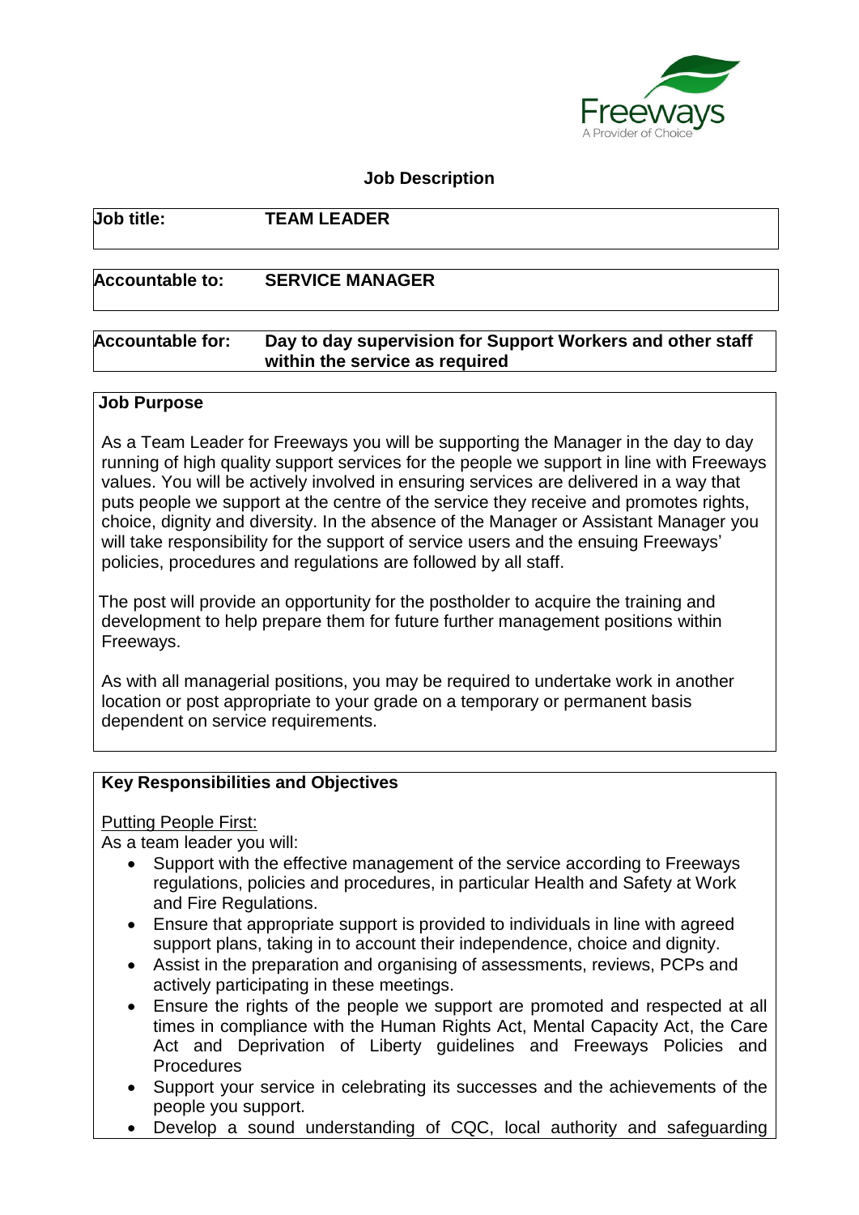Freeways
A Provider of Choice

## Job Description

| | |
|---|---|
| **Job title:** | **TEAM LEADER** |
| **Accountable to:** | **SERVICE MANAGER** |
| **Accountable for:** | **Day to day supervision for Support Workers and other staff within the service as required** |

### Job Purpose

As a Team Leader for Freeways you will be supporting the Manager in the day to day running of high quality support services for the people we support in line with Freeways values. You will be actively involved in ensuring services are delivered in a way that puts people we support at the centre of the service they receive and promotes rights, choice, dignity and diversity. In the absence of the Manager or Assistant Manager you will take responsibility for the support of service users and the ensuing Freeways' policies, procedures and regulations are followed by all staff.

The post will provide an opportunity for the postholder to acquire the training and development to help prepare them for future further management positions within Freeways.

As with all managerial positions, you may be required to undertake work in another location or post appropriate to your grade on a temporary or permanent basis dependent on service requirements.

### Key Responsibilities and Objectives

Putting People First:

As a team leader you will:

- Support with the effective management of the service according to Freeways regulations, policies and procedures, in particular Health and Safety at Work and Fire Regulations.
- Ensure that appropriate support is provided to individuals in line with agreed support plans, taking in to account their independence, choice and dignity.
- Assist in the preparation and organising of assessments, reviews, PCPs and actively participating in these meetings.
- Ensure the rights of the people we support are promoted and respected at all times in compliance with the Human Rights Act, Mental Capacity Act, the Care Act and Deprivation of Liberty guidelines and Freeways Policies and Procedures
- Support your service in celebrating its successes and the achievements of the people you support.
- Develop a sound understanding of CQC, local authority and safeguarding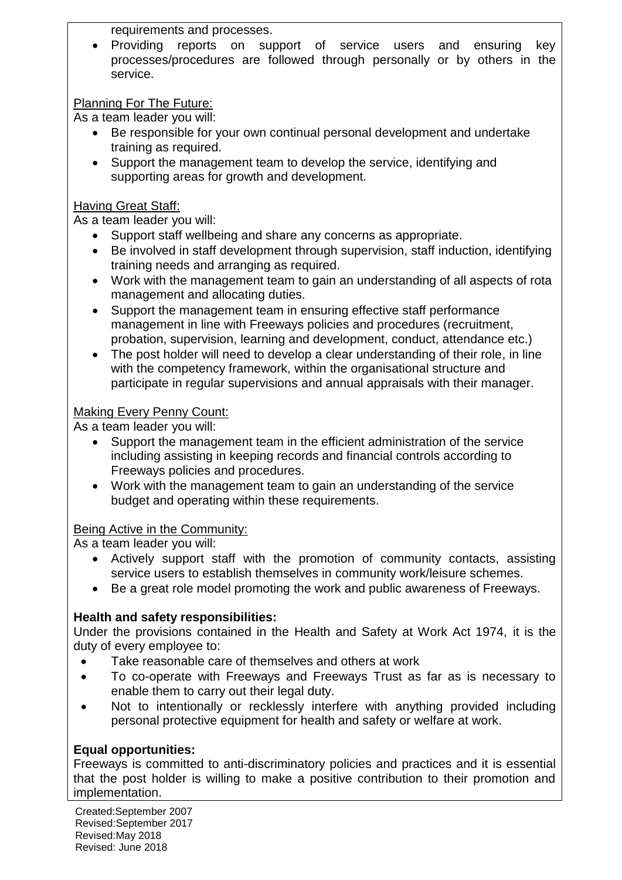requirements and processes.

- Providing reports on support of service users and ensuring key processes/procedures are followed through personally or by others in the service.

Planning For The Future:

As a team leader you will:

- Be responsible for your own continual personal development and undertake training as required.
- Support the management team to develop the service, identifying and supporting areas for growth and development.

Having Great Staff:

As a team leader you will:

- Support staff wellbeing and share any concerns as appropriate.
- Be involved in staff development through supervision, staff induction, identifying training needs and arranging as required.
- Work with the management team to gain an understanding of all aspects of rota management and allocating duties.
- Support the management team in ensuring effective staff performance management in line with Freeways policies and procedures (recruitment, probation, supervision, learning and development, conduct, attendance etc.)
- The post holder will need to develop a clear understanding of their role, in line with the competency framework, within the organisational structure and participate in regular supervisions and annual appraisals with their manager.

Making Every Penny Count:

As a team leader you will:

- Support the management team in the efficient administration of the service including assisting in keeping records and financial controls according to Freeways policies and procedures.
- Work with the management team to gain an understanding of the service budget and operating within these requirements.

Being Active in the Community:

As a team leader you will:

- Actively support staff with the promotion of community contacts, assisting service users to establish themselves in community work/leisure schemes.
- Be a great role model promoting the work and public awareness of Freeways.

**Health and safety responsibilities:**

Under the provisions contained in the Health and Safety at Work Act 1974, it is the duty of every employee to:

- Take reasonable care of themselves and others at work
- To co-operate with Freeways and Freeways Trust as far as is necessary to enable them to carry out their legal duty.
- Not to intentionally or recklessly interfere with anything provided including personal protective equipment for health and safety or welfare at work.

**Equal opportunities:**

Freeways is committed to anti-discriminatory policies and practices and it is essential that the post holder is willing to make a positive contribution to their promotion and implementation.

Created:September 2007
Revised:September 2017
Revised:May 2018
Revised: June 2018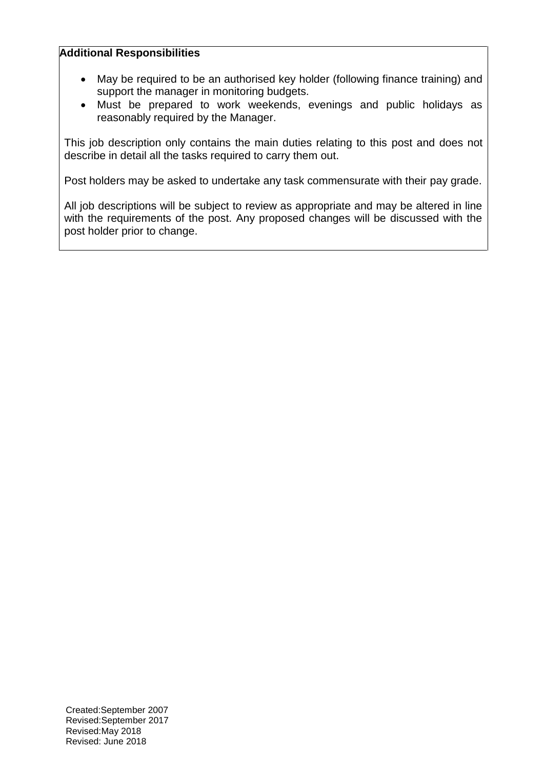**Additional Responsibilities**

- May be required to be an authorised key holder (following finance training) and support the manager in monitoring budgets.
- Must be prepared to work weekends, evenings and public holidays as reasonably required by the Manager.

This job description only contains the main duties relating to this post and does not describe in detail all the tasks required to carry them out.

Post holders may be asked to undertake any task commensurate with their pay grade.

All job descriptions will be subject to review as appropriate and may be altered in line with the requirements of the post. Any proposed changes will be discussed with the post holder prior to change.

Created:September 2007
Revised:September 2017
Revised:May 2018
Revised: June 2018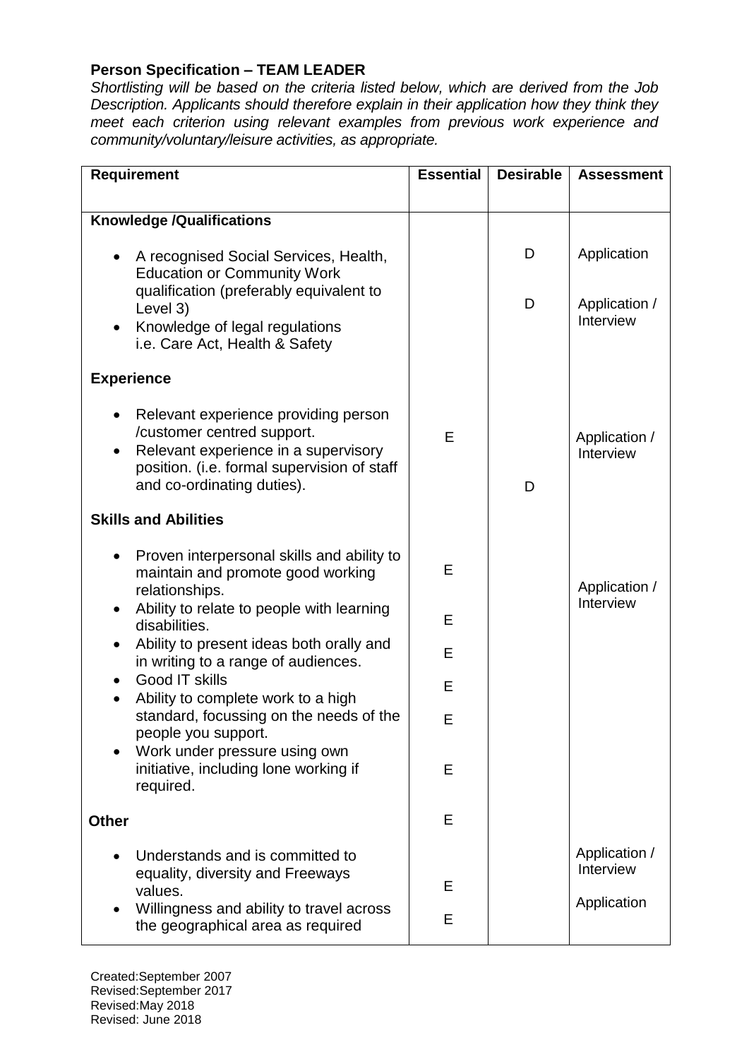**Person Specification – TEAM LEADER**

*Shortlisting will be based on the criteria listed below, which are derived from the Job Description. Applicants should therefore explain in their application how they think they meet each criterion using relevant examples from previous work experience and community/voluntary/leisure activities, as appropriate.*

| Requirement | Essential | Desirable | Assessment |
|---|---|---|---|
| **Knowledge /Qualifications** | | | |
| • A recognised Social Services, Health, Education or Community Work qualification (preferably equivalent to Level 3) | | D | Application |
| • Knowledge of legal regulations i.e. Care Act, Health & Safety | | D | Application / Interview |
| **Experience** | | | |
| • Relevant experience providing person /customer centred support. | E | | Application / Interview |
| • Relevant experience in a supervisory position. (i.e. formal supervision of staff and co-ordinating duties). | | D | |
| **Skills and Abilities** | | | |
| • Proven interpersonal skills and ability to maintain and promote good working relationships. | E | | Application / Interview |
| • Ability to relate to people with learning disabilities. | E | | |
| • Ability to present ideas both orally and in writing to a range of audiences. | E | | |
| • Good IT skills | E | | |
| • Ability to complete work to a high standard, focussing on the needs of the people you support. | E | | |
| • Work under pressure using own initiative, including lone working if required. | E | | |
| **Other** | E | | |
| • Understands and is committed to equality, diversity and Freeways values. | E | | Application / Interview |
| • Willingness and ability to travel across the geographical area as required | E | | Application |

Created:September 2007
Revised:September 2017
Revised:May 2018
Revised: June 2018